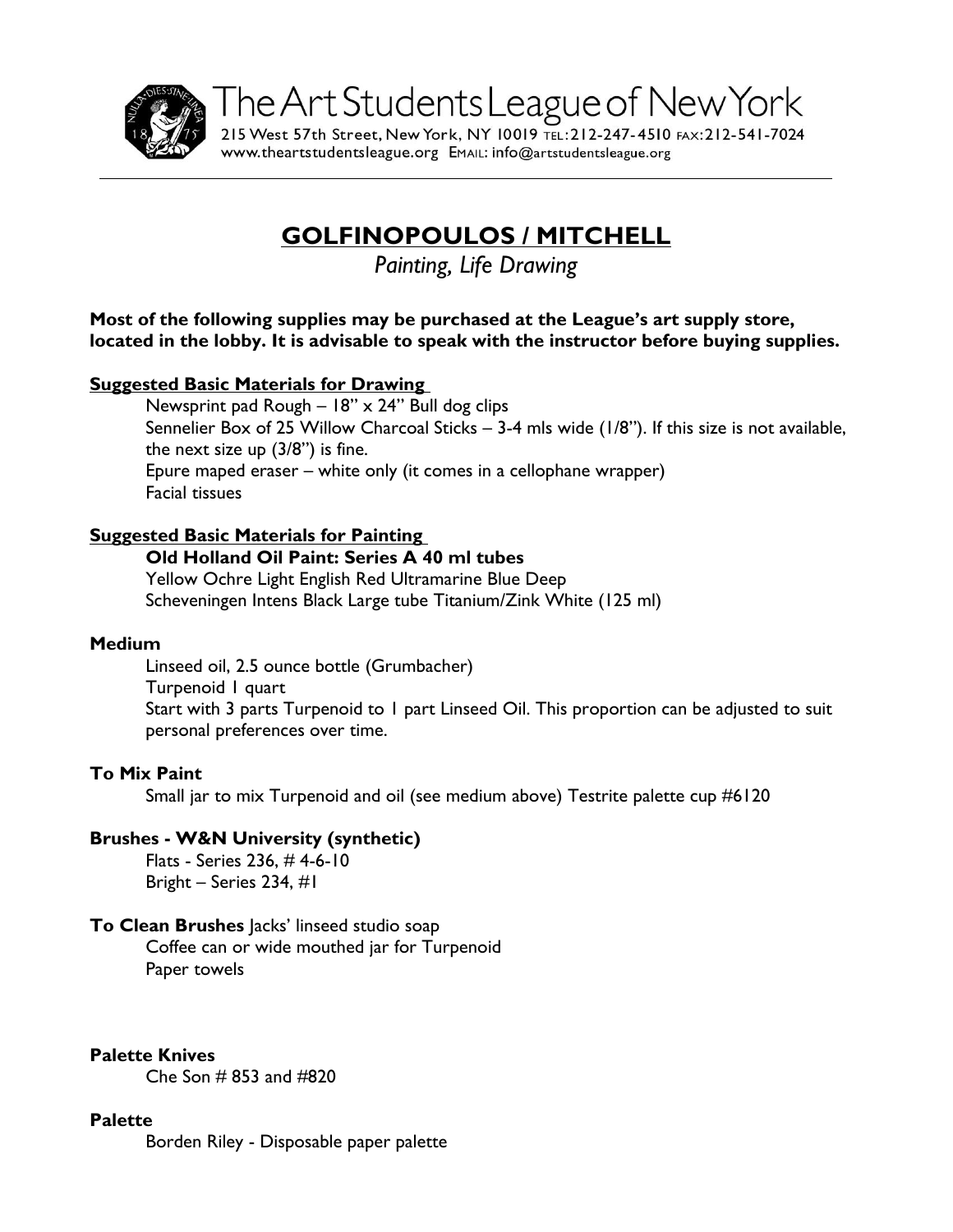# The Art Students League of New York

215 West 57th Street, New York, NY 10019 TEL: 212-247-4510 FAX: 212-541-7024
www.theartstudentsleague.org EMAIL: info@artstudentsleague.org

## GOLFINOPOULOS / MITCHELL

*Painting, Life Drawing*

**Most of the following supplies may be purchased at the League's art supply store, located in the lobby. It is advisable to speak with the instructor before buying supplies.**

### Suggested Basic Materials for Drawing

Newsprint pad Rough – 18" x 24" Bull dog clips
Sennelier Box of 25 Willow Charcoal Sticks – 3-4 mls wide (1/8"). If this size is not available, the next size up (3/8") is fine.
Epure maped eraser – white only (it comes in a cellophane wrapper)
Facial tissues

### Suggested Basic Materials for Painting

**Old Holland Oil Paint: Series A 40 ml tubes**
Yellow Ochre Light English Red Ultramarine Blue Deep
Scheveningen Intens Black Large tube Titanium/Zink White (125 ml)

**Medium**

Linseed oil, 2.5 ounce bottle (Grumbacher)
Turpenoid 1 quart
Start with 3 parts Turpenoid to 1 part Linseed Oil. This proportion can be adjusted to suit personal preferences over time.

**To Mix Paint**

Small jar to mix Turpenoid and oil (see medium above) Testrite palette cup #6120

**Brushes - W&N University (synthetic)**

Flats - Series 236, # 4-6-10
Bright – Series 234, #1

**To Clean Brushes** Jacks' linseed studio soap
Coffee can or wide mouthed jar for Turpenoid
Paper towels

**Palette Knives**

Che Son # 853 and #820

**Palette**

Borden Riley - Disposable paper palette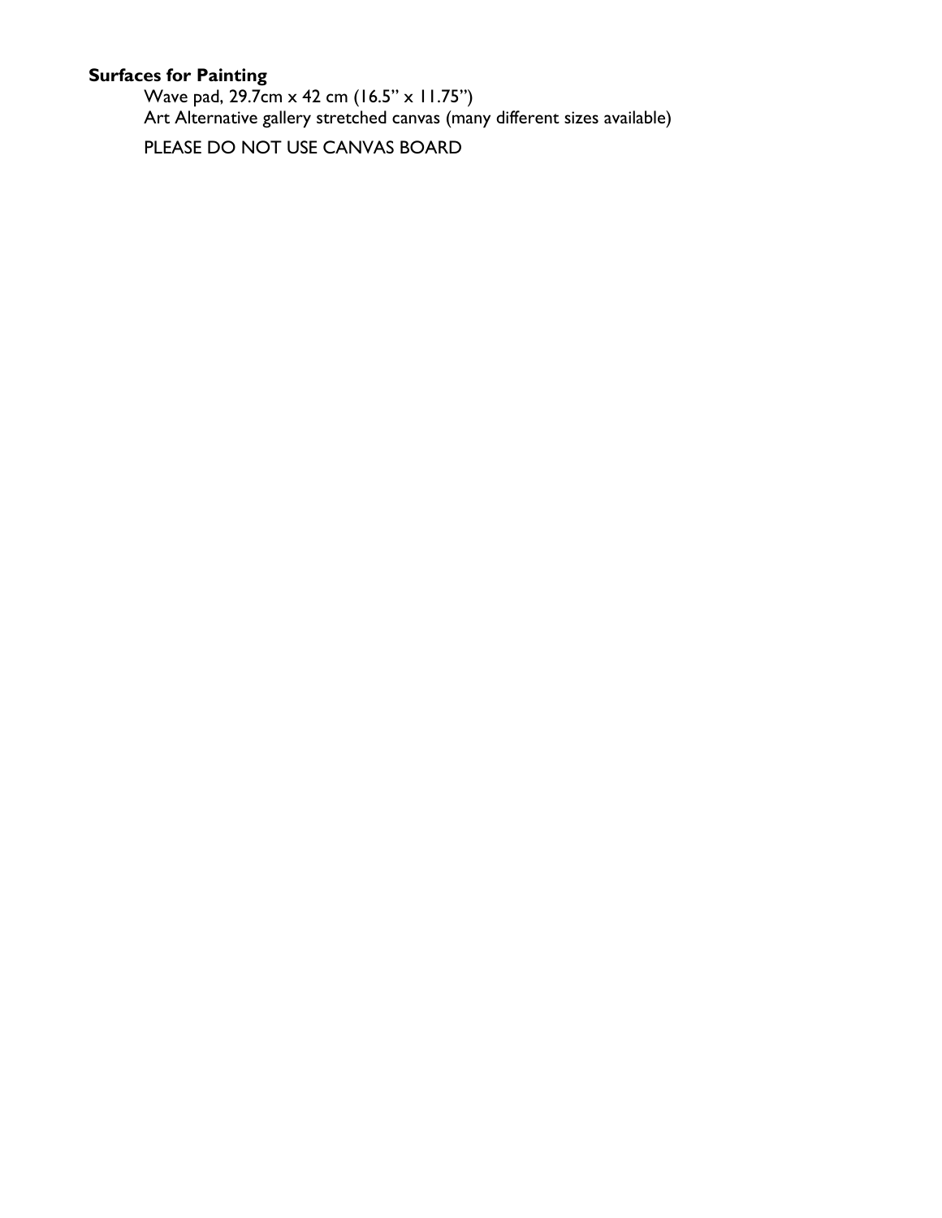**Surfaces for Painting**

Wave pad, 29.7cm x 42 cm (16.5" x 11.75")
Art Alternative gallery stretched canvas (many different sizes available)

PLEASE DO NOT USE CANVAS BOARD